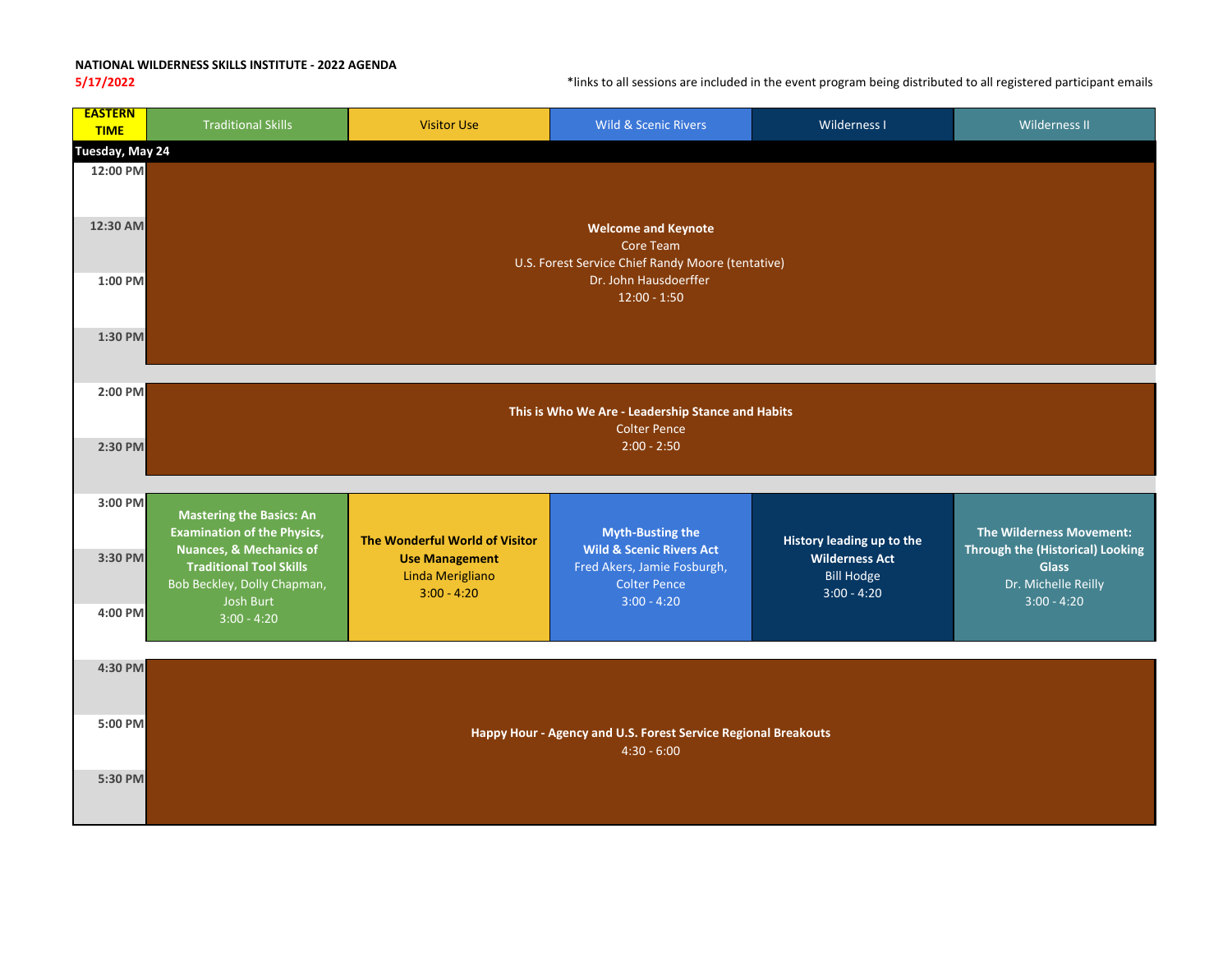**NATIONAL WILDERNESS SKILLS INSTITUTE - 2022 AGENDA**

5/17/2022

*links to all sessions are included in the event program being distributed to all registered participant emails

| EASTERN TIME | Traditional Skills | Visitor Use | Wild & Scenic Rivers | Wilderness I | Wilderness II |
|---|---|---|---|---|---|
| **Tuesday, May 24** | | | | | |
| 12:00 PM | **Welcome and Keynote**<br>Core Team<br>U.S. Forest Service Chief Randy Moore (tentative)<br>Dr. John Hausdoerffer<br>12:00 - 1:50 | | | | |
| 12:30 AM | | | | | |
| 1:00 PM | | | | | |
| 1:30 PM | | | | | |
| 2:00 PM | **This is Who We Are - Leadership Stance and Habits**<br>Colter Pence<br>2:00 - 2:50 | | | | |
| 2:30 PM | | | | | |
| 3:00 PM | **Mastering the Basics: An Examination of the Physics, Nuances, & Mechanics of Traditional Tool Skills**<br>Bob Beckley, Dolly Chapman, Josh Burt<br>3:00 - 4:20 | **The Wonderful World of Visitor Use Management**<br>Linda Merigliano<br>3:00 - 4:20 | **Myth-Busting the Wild & Scenic Rivers Act**<br>Fred Akers, Jamie Fosburgh, Colter Pence<br>3:00 - 4:20 | **History leading up to the Wilderness Act**<br>Bill Hodge<br>3:00 - 4:20 | **The Wilderness Movement: Through the (Historical) Looking Glass**<br>Dr. Michelle Reilly<br>3:00 - 4:20 |
| 3:30 PM | | | | | |
| 4:00 PM | | | | | |
| 4:30 PM | **Happy Hour - Agency and U.S. Forest Service Regional Breakouts**<br>4:30 - 6:00 | | | | |
| 5:00 PM | | | | | |
| 5:30 PM | | | | | |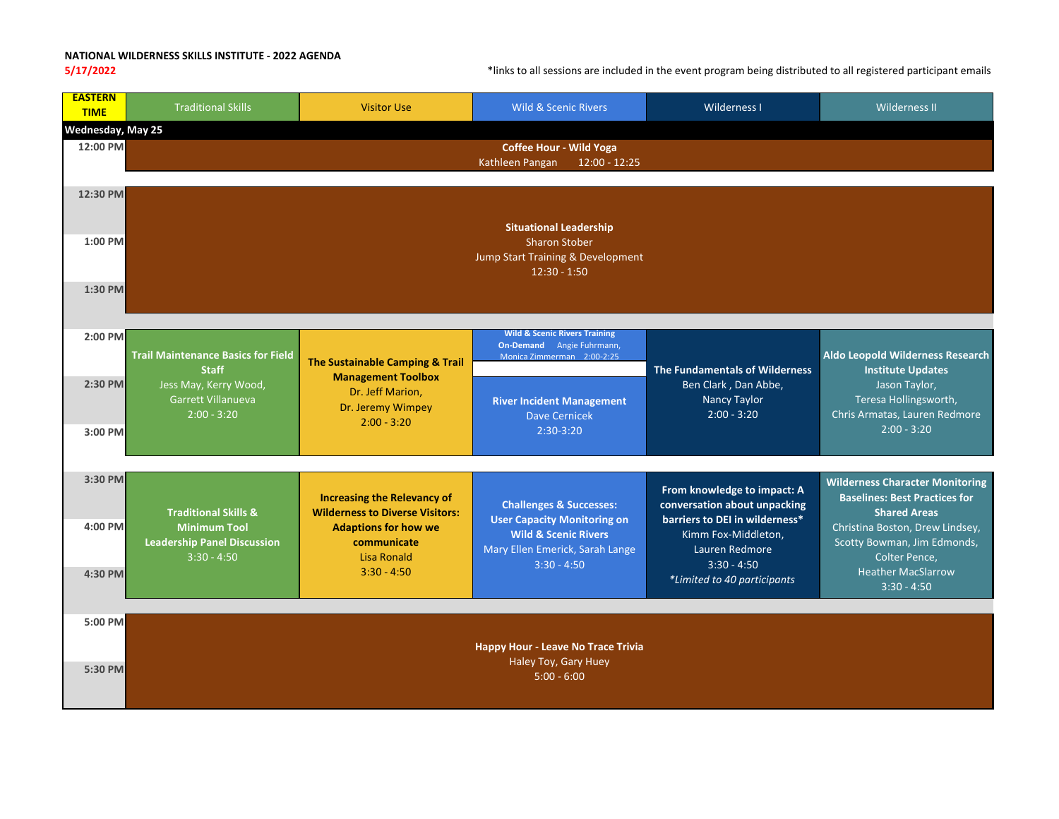**NATIONAL WILDERNESS SKILLS INSTITUTE - 2022 AGENDA**

5/17/2022

*links to all sessions are included in the event program being distributed to all registered participant emails

| EASTERN TIME | Traditional Skills | Visitor Use | Wild & Scenic Rivers | Wilderness I | Wilderness II |
|---|---|---|---|---|---|
| **Wednesday, May 25** | | | | | |
| 12:00 PM | **Coffee Hour - Wild Yoga** Kathleen Pangan 12:00 - 12:25 | | | | |
| 12:30 PM – 1:30 PM | **Situational Leadership** Sharon Stober Jump Start Training & Development 12:30 - 1:50 | | | | |
| 2:00 PM – 3:00 PM | **Trail Maintenance Basics for Field Staff** Jess May, Kerry Wood, Garrett Villanueva 2:00 - 3:20 | **The Sustainable Camping & Trail Management Toolbox** Dr. Jeff Marion, Dr. Jeremy Wimpey 2:00 - 3:20 | **Wild & Scenic Rivers Training On-Demand** Angie Fuhrmann, Monica Zimmerman 2:00-2:25; **River Incident Management** Dave Cernicek 2:30-3:20 | **The Fundamentals of Wilderness** Ben Clark , Dan Abbe, Nancy Taylor 2:00 - 3:20 | **Aldo Leopold Wilderness Research Institute Updates** Jason Taylor, Teresa Hollingsworth, Chris Armatas, Lauren Redmore 2:00 - 3:20 |
| 3:30 PM – 4:30 PM | **Traditional Skills & Minimum Tool Leadership Panel Discussion** 3:30 - 4:50 | **Increasing the Relevancy of Wilderness to Diverse Visitors: Adaptions for how we communicate** Lisa Ronald 3:30 - 4:50 | **Challenges & Successes: User Capacity Monitoring on Wild & Scenic Rivers** Mary Ellen Emerick, Sarah Lange 3:30 - 4:50 | **From knowledge to impact: A conversation about unpacking barriers to DEI in wilderness*** Kimm Fox-Middleton, Lauren Redmore 3:30 - 4:50 *\*Limited to 40 participants* | **Wilderness Character Monitoring Baselines: Best Practices for Shared Areas** Christina Boston, Drew Lindsey, Scotty Bowman, Jim Edmonds, Colter Pence, Heather MacSlarrow 3:30 - 4:50 |
| 5:00 PM – 5:30 PM | **Happy Hour - Leave No Trace Trivia** Haley Toy, Gary Huey 5:00 - 6:00 | | | | |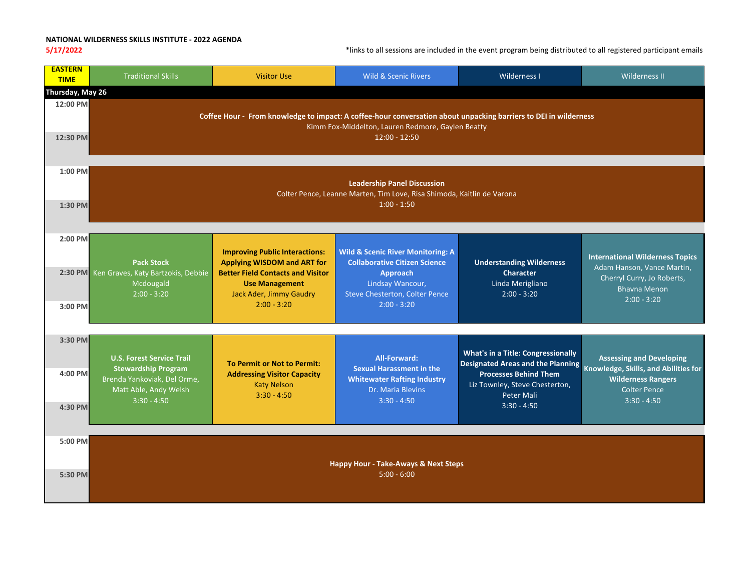**NATIONAL WILDERNESS SKILLS INSTITUTE - 2022 AGENDA**

5/17/2022

*links to all sessions are included in the event program being distributed to all registered participant emails

| EASTERN TIME | Traditional Skills | Visitor Use | Wild & Scenic Rivers | Wilderness I | Wilderness II |
|---|---|---|---|---|---|
| **Thursday, May 26** | | | | | |
| 12:00 PM / 12:30 PM | **Coffee Hour - From knowledge to impact: A coffee-hour conversation about unpacking barriers to DEI in wilderness** Kimm Fox-Middelton, Lauren Redmore, Gaylen Beatty 12:00 - 12:50 | | | | |
| 1:00 PM / 1:30 PM | **Leadership Panel Discussion** Colter Pence, Leanne Marten, Tim Love, Risa Shimoda, Kaitlin de Varona 1:00 - 1:50 | | | | |
| 2:00 PM / 2:30 PM / 3:00 PM | **Pack Stock** Ken Graves, Katy Bartzokis, Debbie Mcdougald 2:00 - 3:20 | **Improving Public Interactions: Applying WISDOM and ART for Better Field Contacts and Visitor Use Management** Jack Ader, Jimmy Gaudry 2:00 - 3:20 | **Wild & Scenic River Monitoring: A Collaborative Citizen Science Approach** Lindsay Wancour, Steve Chesterton, Colter Pence 2:00 - 3:20 | **Understanding Wilderness Character** Linda Merigliano 2:00 - 3:20 | **International Wilderness Topics** Adam Hanson, Vance Martin, Cherryl Curry, Jo Roberts, Bhavna Menon 2:00 - 3:20 |
| 3:30 PM / 4:00 PM / 4:30 PM | **U.S. Forest Service Trail Stewardship Program** Brenda Yankoviak, Del Orme, Matt Able, Andy Welsh 3:30 - 4:50 | **To Permit or Not to Permit: Addressing Visitor Capacity** Katy Nelson 3:30 - 4:50 | **All-Forward: Sexual Harassment in the Whitewater Rafting Industry** Dr. Maria Blevins 3:30 - 4:50 | **What's in a Title: Congressionally Designated Areas and the Planning Processes Behind Them** Liz Townley, Steve Chesterton, Peter Mali 3:30 - 4:50 | **Assessing and Developing Knowledge, Skills, and Abilities for Wilderness Rangers** Colter Pence 3:30 - 4:50 |
| 5:00 PM / 5:30 PM | **Happy Hour - Take-Aways & Next Steps** 5:00 - 6:00 | | | | |